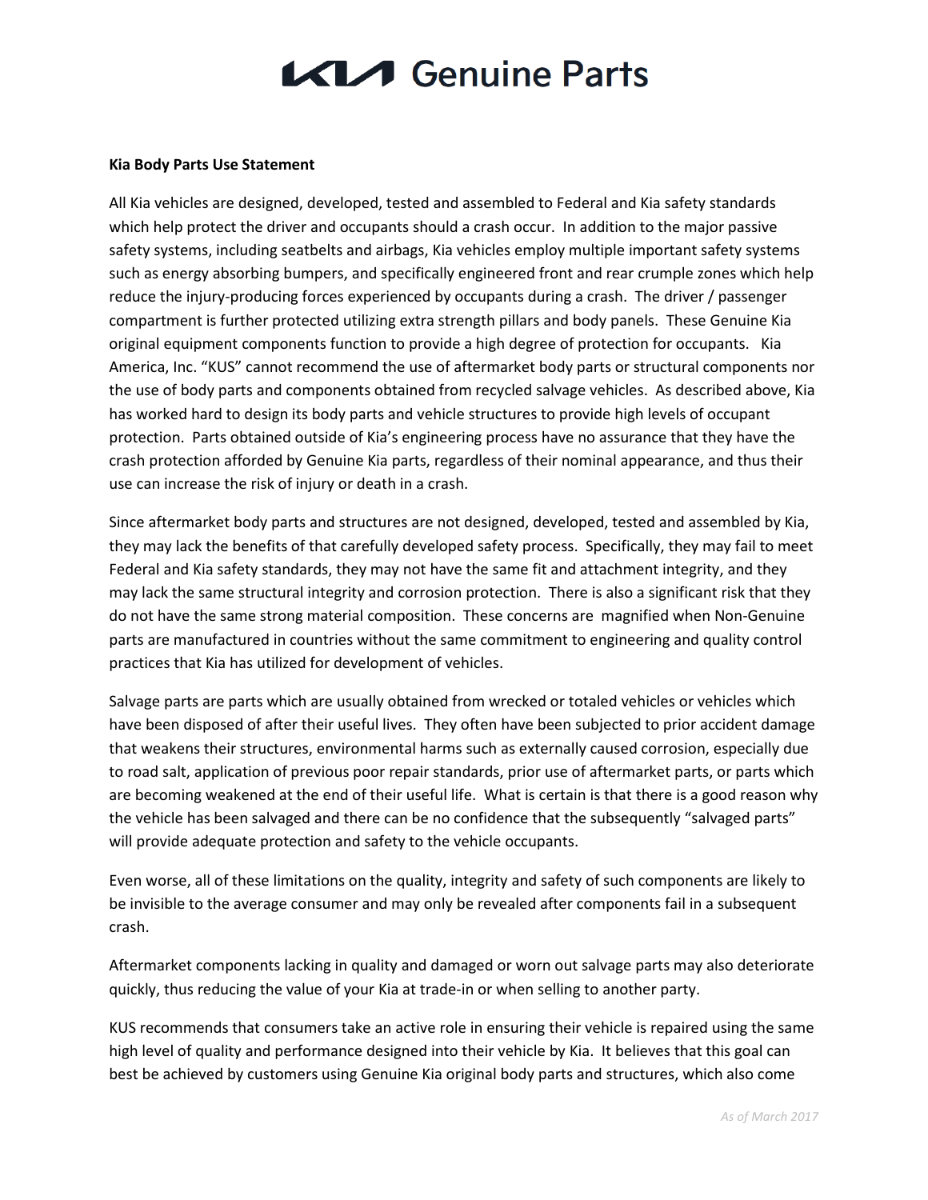# KIA Genuine Parts

**Kia Body Parts Use Statement**

All Kia vehicles are designed, developed, tested and assembled to Federal and Kia safety standards which help protect the driver and occupants should a crash occur. In addition to the major passive safety systems, including seatbelts and airbags, Kia vehicles employ multiple important safety systems such as energy absorbing bumpers, and specifically engineered front and rear crumple zones which help reduce the injury-producing forces experienced by occupants during a crash. The driver / passenger compartment is further protected utilizing extra strength pillars and body panels. These Genuine Kia original equipment components function to provide a high degree of protection for occupants. Kia America, Inc. "KUS" cannot recommend the use of aftermarket body parts or structural components nor the use of body parts and components obtained from recycled salvage vehicles. As described above, Kia has worked hard to design its body parts and vehicle structures to provide high levels of occupant protection. Parts obtained outside of Kia's engineering process have no assurance that they have the crash protection afforded by Genuine Kia parts, regardless of their nominal appearance, and thus their use can increase the risk of injury or death in a crash.

Since aftermarket body parts and structures are not designed, developed, tested and assembled by Kia, they may lack the benefits of that carefully developed safety process. Specifically, they may fail to meet Federal and Kia safety standards, they may not have the same fit and attachment integrity, and they may lack the same structural integrity and corrosion protection. There is also a significant risk that they do not have the same strong material composition. These concerns are magnified when Non-Genuine parts are manufactured in countries without the same commitment to engineering and quality control practices that Kia has utilized for development of vehicles.

Salvage parts are parts which are usually obtained from wrecked or totaled vehicles or vehicles which have been disposed of after their useful lives. They often have been subjected to prior accident damage that weakens their structures, environmental harms such as externally caused corrosion, especially due to road salt, application of previous poor repair standards, prior use of aftermarket parts, or parts which are becoming weakened at the end of their useful life. What is certain is that there is a good reason why the vehicle has been salvaged and there can be no confidence that the subsequently "salvaged parts" will provide adequate protection and safety to the vehicle occupants.

Even worse, all of these limitations on the quality, integrity and safety of such components are likely to be invisible to the average consumer and may only be revealed after components fail in a subsequent crash.

Aftermarket components lacking in quality and damaged or worn out salvage parts may also deteriorate quickly, thus reducing the value of your Kia at trade-in or when selling to another party.

KUS recommends that consumers take an active role in ensuring their vehicle is repaired using the same high level of quality and performance designed into their vehicle by Kia. It believes that this goal can best be achieved by customers using Genuine Kia original body parts and structures, which also come

*As of March 2017*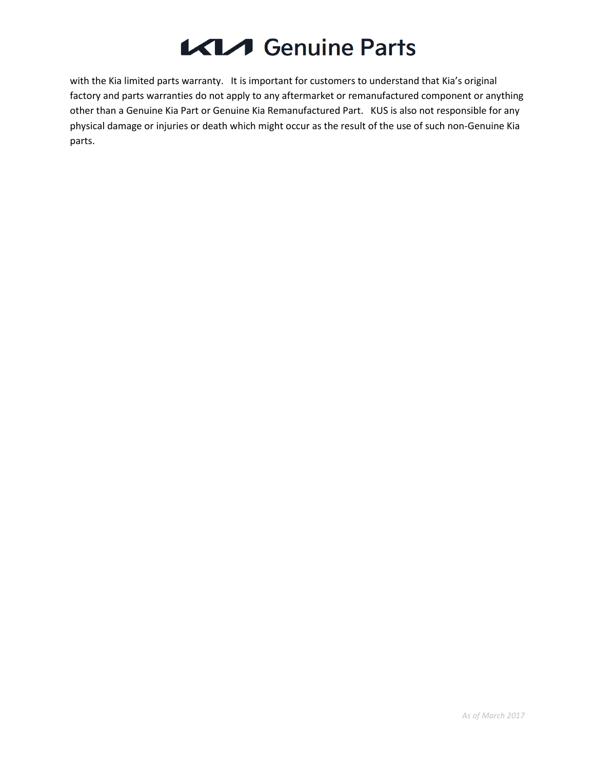with the Kia limited parts warranty. It is important for customers to understand that Kia's original factory and parts warranties do not apply to any aftermarket or remanufactured component or anything other than a Genuine Kia Part or Genuine Kia Remanufactured Part. KUS is also not responsible for any physical damage or injuries or death which might occur as the result of the use of such non-Genuine Kia parts.

*As of March 2017*